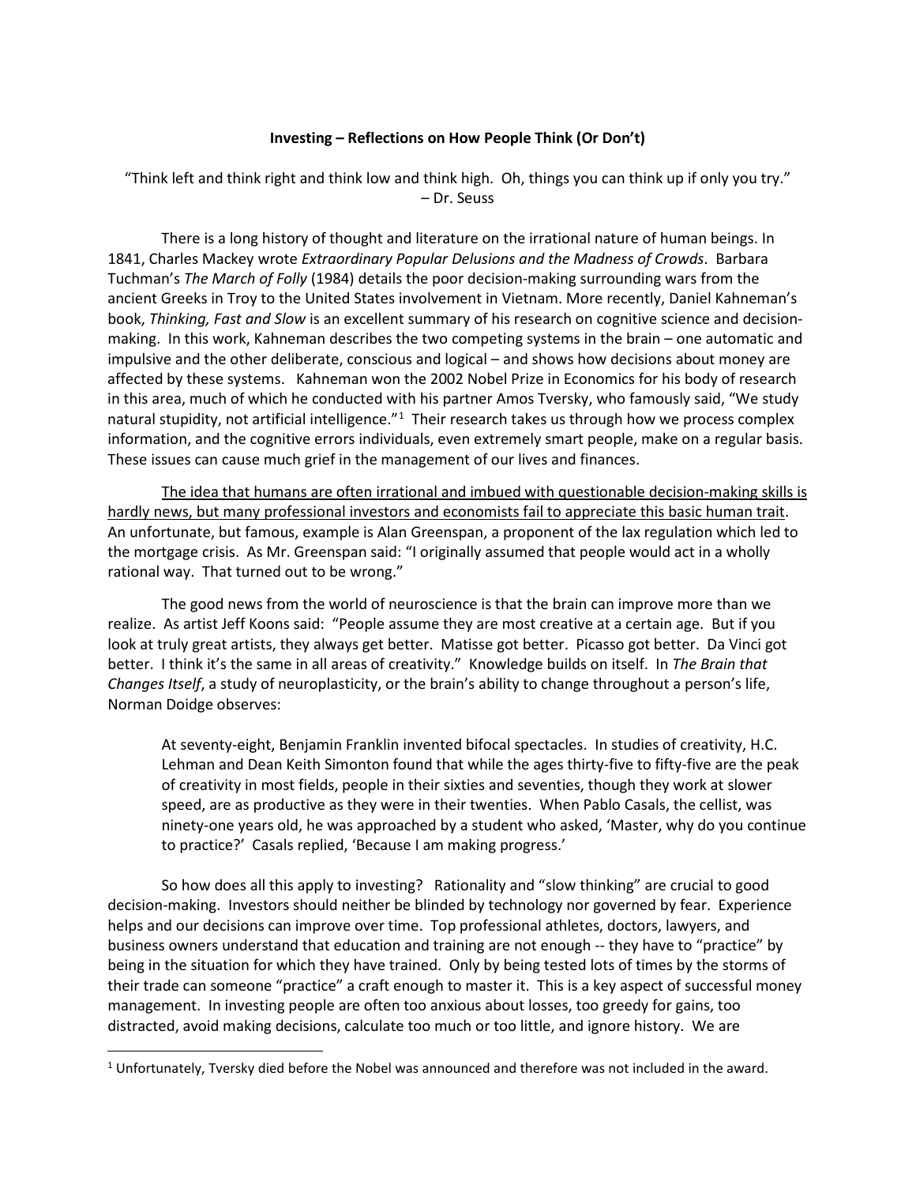# **Investing – Reflections on How People Think (Or Don't)**

"Think left and think right and think low and think high. Oh, things you can think up if only you try."
– Dr. Seuss

There is a long history of thought and literature on the irrational nature of human beings. In 1841, Charles Mackey wrote *Extraordinary Popular Delusions and the Madness of Crowds*. Barbara Tuchman's *The March of Folly* (1984) details the poor decision-making surrounding wars from the ancient Greeks in Troy to the United States involvement in Vietnam. More recently, Daniel Kahneman's book, *Thinking, Fast and Slow* is an excellent summary of his research on cognitive science and decision-making. In this work, Kahneman describes the two competing systems in the brain – one automatic and impulsive and the other deliberate, conscious and logical – and shows how decisions about money are affected by these systems. Kahneman won the 2002 Nobel Prize in Economics for his body of research in this area, much of which he conducted with his partner Amos Tversky, who famously said, "We study natural stupidity, not artificial intelligence."[1] Their research takes us through how we process complex information, and the cognitive errors individuals, even extremely smart people, make on a regular basis. These issues can cause much grief in the management of our lives and finances.

<u>The idea that humans are often irrational and imbued with questionable decision-making skills is hardly news, but many professional investors and economists fail to appreciate this basic human trait</u>. An unfortunate, but famous, example is Alan Greenspan, a proponent of the lax regulation which led to the mortgage crisis. As Mr. Greenspan said: "I originally assumed that people would act in a wholly rational way. That turned out to be wrong."

The good news from the world of neuroscience is that the brain can improve more than we realize. As artist Jeff Koons said: "People assume they are most creative at a certain age. But if you look at truly great artists, they always get better. Matisse got better. Picasso got better. Da Vinci got better. I think it's the same in all areas of creativity." Knowledge builds on itself. In *The Brain that Changes Itself*, a study of neuroplasticity, or the brain's ability to change throughout a person's life, Norman Doidge observes:

> At seventy-eight, Benjamin Franklin invented bifocal spectacles. In studies of creativity, H.C. Lehman and Dean Keith Simonton found that while the ages thirty-five to fifty-five are the peak of creativity in most fields, people in their sixties and seventies, though they work at slower speed, are as productive as they were in their twenties. When Pablo Casals, the cellist, was ninety-one years old, he was approached by a student who asked, 'Master, why do you continue to practice?' Casals replied, 'Because I am making progress.'

So how does all this apply to investing? Rationality and "slow thinking" are crucial to good decision-making. Investors should neither be blinded by technology nor governed by fear. Experience helps and our decisions can improve over time. Top professional athletes, doctors, lawyers, and business owners understand that education and training are not enough -- they have to "practice" by being in the situation for which they have trained. Only by being tested lots of times by the storms of their trade can someone "practice" a craft enough to master it. This is a key aspect of successful money management. In investing people are often too anxious about losses, too greedy for gains, too distracted, avoid making decisions, calculate too much or too little, and ignore history. We are

---

[1] Unfortunately, Tversky died before the Nobel was announced and therefore was not included in the award.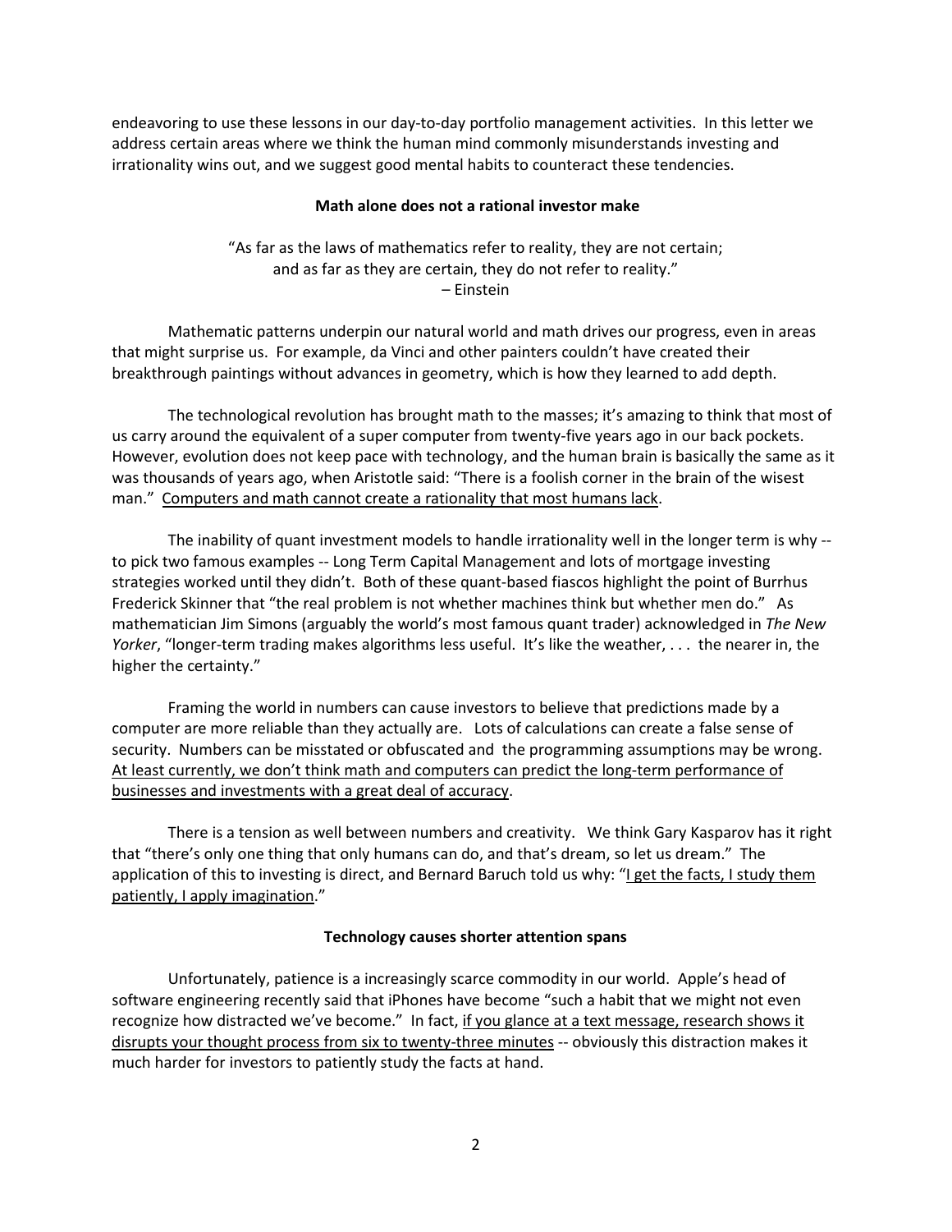endeavoring to use these lessons in our day-to-day portfolio management activities. In this letter we address certain areas where we think the human mind commonly misunderstands investing and irrationality wins out, and we suggest good mental habits to counteract these tendencies.

## Math alone does not a rational investor make

> "As far as the laws of mathematics refer to reality, they are not certain;
> and as far as they are certain, they do not refer to reality."
> – Einstein

Mathematic patterns underpin our natural world and math drives our progress, even in areas that might surprise us. For example, da Vinci and other painters couldn't have created their breakthrough paintings without advances in geometry, which is how they learned to add depth.

The technological revolution has brought math to the masses; it's amazing to think that most of us carry around the equivalent of a super computer from twenty-five years ago in our back pockets. However, evolution does not keep pace with technology, and the human brain is basically the same as it was thousands of years ago, when Aristotle said: "There is a foolish corner in the brain of the wisest man." <u>Computers and math cannot create a rationality that most humans lack</u>.

The inability of quant investment models to handle irrationality well in the longer term is why -- to pick two famous examples -- Long Term Capital Management and lots of mortgage investing strategies worked until they didn't. Both of these quant-based fiascos highlight the point of Burrhus Frederick Skinner that "the real problem is not whether machines think but whether men do." As mathematician Jim Simons (arguably the world's most famous quant trader) acknowledged in *The New Yorker*, "longer-term trading makes algorithms less useful. It's like the weather, . . . the nearer in, the higher the certainty."

Framing the world in numbers can cause investors to believe that predictions made by a computer are more reliable than they actually are. Lots of calculations can create a false sense of security. Numbers can be misstated or obfuscated and the programming assumptions may be wrong. <u>At least currently, we don't think math and computers can predict the long-term performance of businesses and investments with a great deal of accuracy</u>.

There is a tension as well between numbers and creativity. We think Gary Kasparov has it right that "there's only one thing that only humans can do, and that's dream, so let us dream." The application of this to investing is direct, and Bernard Baruch told us why: "<u>I get the facts, I study them patiently, I apply imagination</u>."

## Technology causes shorter attention spans

Unfortunately, patience is a increasingly scarce commodity in our world. Apple's head of software engineering recently said that iPhones have become "such a habit that we might not even recognize how distracted we've become." In fact, <u>if you glance at a text message, research shows it disrupts your thought process from six to twenty-three minutes</u> -- obviously this distraction makes it much harder for investors to patiently study the facts at hand.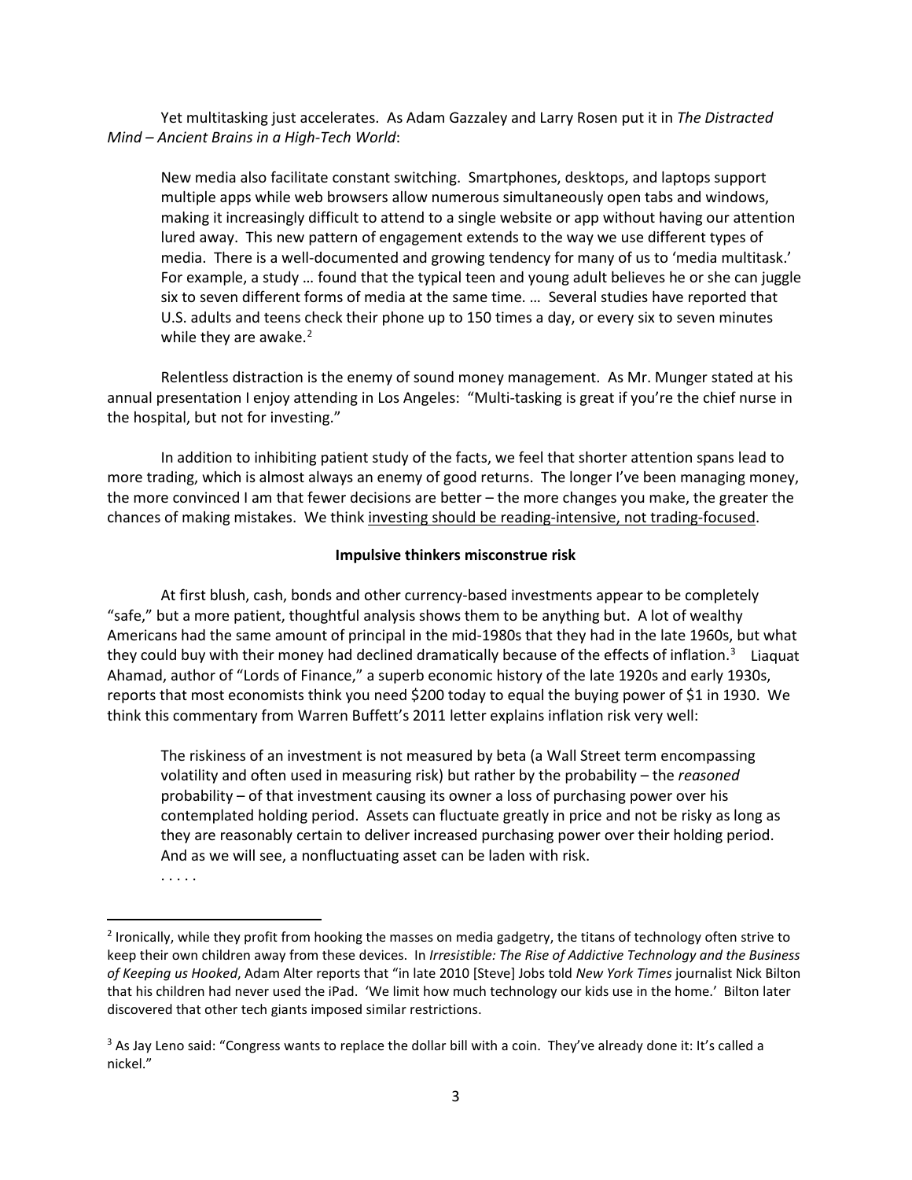Yet multitasking just accelerates. As Adam Gazzaley and Larry Rosen put it in *The Distracted Mind – Ancient Brains in a High-Tech World*:

> New media also facilitate constant switching. Smartphones, desktops, and laptops support multiple apps while web browsers allow numerous simultaneously open tabs and windows, making it increasingly difficult to attend to a single website or app without having our attention lured away. This new pattern of engagement extends to the way we use different types of media. There is a well-documented and growing tendency for many of us to 'media multitask.' For example, a study … found that the typical teen and young adult believes he or she can juggle six to seven different forms of media at the same time. … Several studies have reported that U.S. adults and teens check their phone up to 150 times a day, or every six to seven minutes while they are awake.[2]

Relentless distraction is the enemy of sound money management. As Mr. Munger stated at his annual presentation I enjoy attending in Los Angeles: "Multi-tasking is great if you're the chief nurse in the hospital, but not for investing."

In addition to inhibiting patient study of the facts, we feel that shorter attention spans lead to more trading, which is almost always an enemy of good returns. The longer I've been managing money, the more convinced I am that fewer decisions are better – the more changes you make, the greater the chances of making mistakes. We think <u>investing should be reading-intensive, not trading-focused</u>.

**Impulsive thinkers misconstrue risk**

At first blush, cash, bonds and other currency-based investments appear to be completely "safe," but a more patient, thoughtful analysis shows them to be anything but. A lot of wealthy Americans had the same amount of principal in the mid-1980s that they had in the late 1960s, but what they could buy with their money had declined dramatically because of the effects of inflation.[3] Liaquat Ahamad, author of "Lords of Finance," a superb economic history of the late 1920s and early 1930s, reports that most economists think you need $200 today to equal the buying power of $1 in 1930. We think this commentary from Warren Buffett's 2011 letter explains inflation risk very well:

> The riskiness of an investment is not measured by beta (a Wall Street term encompassing volatility and often used in measuring risk) but rather by the probability – the *reasoned* probability – of that investment causing its owner a loss of purchasing power over his contemplated holding period. Assets can fluctuate greatly in price and not be risky as long as they are reasonably certain to deliver increased purchasing power over their holding period. And as we will see, a nonfluctuating asset can be laden with risk.
>
> . . . . .

---

[2] Ironically, while they profit from hooking the masses on media gadgetry, the titans of technology often strive to keep their own children away from these devices. In *Irresistible: The Rise of Addictive Technology and the Business of Keeping us Hooked*, Adam Alter reports that "in late 2010 [Steve] Jobs told *New York Times* journalist Nick Bilton that his children had never used the iPad. 'We limit how much technology our kids use in the home.' Bilton later discovered that other tech giants imposed similar restrictions.

[3] As Jay Leno said: "Congress wants to replace the dollar bill with a coin. They've already done it: It's called a nickel."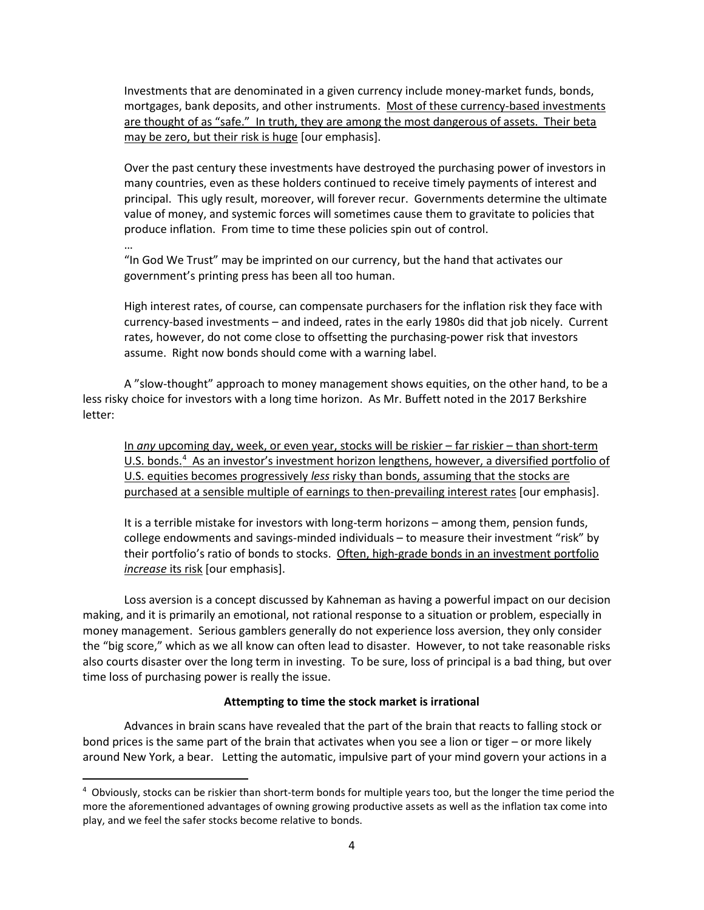> Investments that are denominated in a given currency include money-market funds, bonds, mortgages, bank deposits, and other instruments. <u>Most of these currency-based investments are thought of as "safe." In truth, they are among the most dangerous of assets. Their beta may be zero, but their risk is huge</u> [our emphasis].
>
> Over the past century these investments have destroyed the purchasing power of investors in many countries, even as these holders continued to receive timely payments of interest and principal. This ugly result, moreover, will forever recur. Governments determine the ultimate value of money, and systemic forces will sometimes cause them to gravitate to policies that produce inflation. From time to time these policies spin out of control.
>
> …
>
> "In God We Trust" may be imprinted on our currency, but the hand that activates our government's printing press has been all too human.
>
> High interest rates, of course, can compensate purchasers for the inflation risk they face with currency-based investments – and indeed, rates in the early 1980s did that job nicely. Current rates, however, do not come close to offsetting the purchasing-power risk that investors assume. Right now bonds should come with a warning label.

A "slow-thought" approach to money management shows equities, on the other hand, to be a less risky choice for investors with a long time horizon. As Mr. Buffett noted in the 2017 Berkshire letter:

> <u>In *any* upcoming day, week, or even year, stocks will be riskier – far riskier – than short-term U.S. bonds.[4] As an investor's investment horizon lengthens, however, a diversified portfolio of U.S. equities becomes progressively *less* risky than bonds, assuming that the stocks are purchased at a sensible multiple of earnings to then-prevailing interest rates</u> [our emphasis].
>
> It is a terrible mistake for investors with long-term horizons – among them, pension funds, college endowments and savings-minded individuals – to measure their investment "risk" by their portfolio's ratio of bonds to stocks. <u>Often, high-grade bonds in an investment portfolio *increase* its risk</u> [our emphasis].

Loss aversion is a concept discussed by Kahneman as having a powerful impact on our decision making, and it is primarily an emotional, not rational response to a situation or problem, especially in money management. Serious gamblers generally do not experience loss aversion, they only consider the "big score," which as we all know can often lead to disaster. However, to not take reasonable risks also courts disaster over the long term in investing. To be sure, loss of principal is a bad thing, but over time loss of purchasing power is really the issue.

**Attempting to time the stock market is irrational**

Advances in brain scans have revealed that the part of the brain that reacts to falling stock or bond prices is the same part of the brain that activates when you see a lion or tiger – or more likely around New York, a bear. Letting the automatic, impulsive part of your mind govern your actions in a

[4] Obviously, stocks can be riskier than short-term bonds for multiple years too, but the longer the time period the more the aforementioned advantages of owning growing productive assets as well as the inflation tax come into play, and we feel the safer stocks become relative to bonds.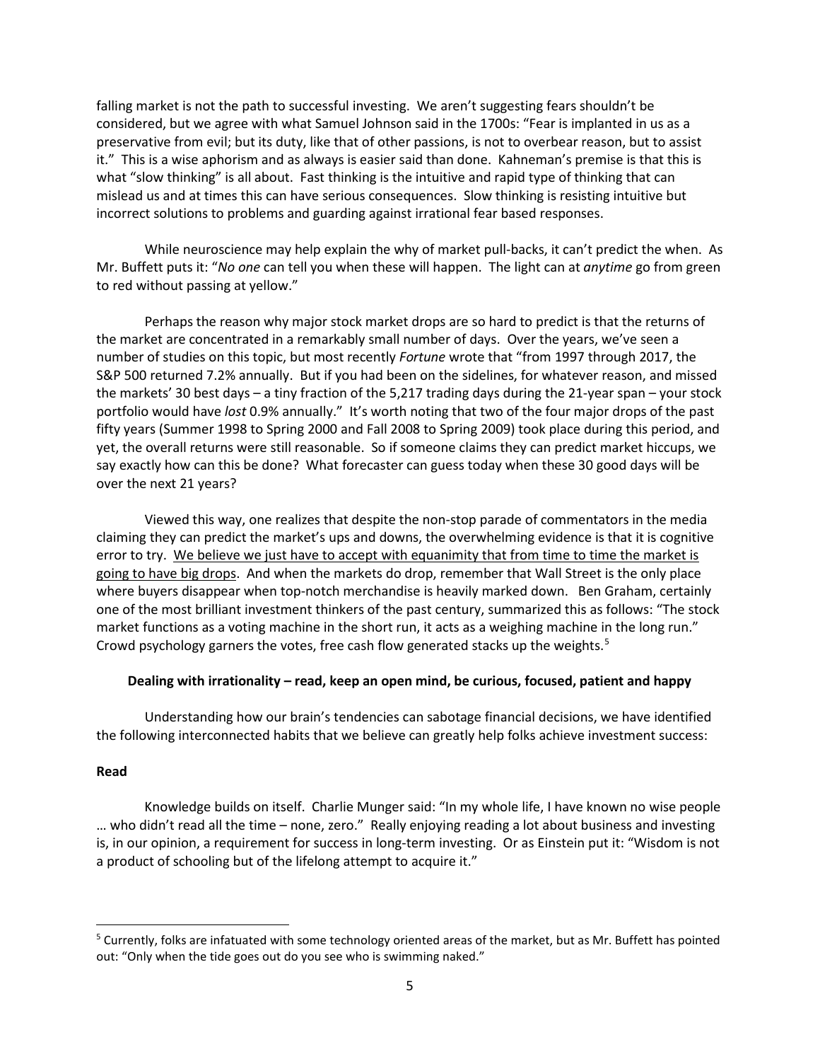falling market is not the path to successful investing. We aren't suggesting fears shouldn't be considered, but we agree with what Samuel Johnson said in the 1700s: "Fear is implanted in us as a preservative from evil; but its duty, like that of other passions, is not to overbear reason, but to assist it." This is a wise aphorism and as always is easier said than done. Kahneman's premise is that this is what "slow thinking" is all about. Fast thinking is the intuitive and rapid type of thinking that can mislead us and at times this can have serious consequences. Slow thinking is resisting intuitive but incorrect solutions to problems and guarding against irrational fear based responses.

While neuroscience may help explain the why of market pull-backs, it can't predict the when. As Mr. Buffett puts it: "*No one* can tell you when these will happen. The light can at *anytime* go from green to red without passing at yellow."

Perhaps the reason why major stock market drops are so hard to predict is that the returns of the market are concentrated in a remarkably small number of days. Over the years, we've seen a number of studies on this topic, but most recently *Fortune* wrote that "from 1997 through 2017, the S&P 500 returned 7.2% annually. But if you had been on the sidelines, for whatever reason, and missed the markets' 30 best days – a tiny fraction of the 5,217 trading days during the 21-year span – your stock portfolio would have *lost* 0.9% annually." It's worth noting that two of the four major drops of the past fifty years (Summer 1998 to Spring 2000 and Fall 2008 to Spring 2009) took place during this period, and yet, the overall returns were still reasonable. So if someone claims they can predict market hiccups, we say exactly how can this be done? What forecaster can guess today when these 30 good days will be over the next 21 years?

Viewed this way, one realizes that despite the non-stop parade of commentators in the media claiming they can predict the market's ups and downs, the overwhelming evidence is that it is cognitive error to try. <u>We believe we just have to accept with equanimity that from time to time the market is going to have big drops</u>. And when the markets do drop, remember that Wall Street is the only place where buyers disappear when top-notch merchandise is heavily marked down. Ben Graham, certainly one of the most brilliant investment thinkers of the past century, summarized this as follows: "The stock market functions as a voting machine in the short run, it acts as a weighing machine in the long run." Crowd psychology garners the votes, free cash flow generated stacks up the weights.[5]

**Dealing with irrationality – read, keep an open mind, be curious, focused, patient and happy**

Understanding how our brain's tendencies can sabotage financial decisions, we have identified the following interconnected habits that we believe can greatly help folks achieve investment success:

**Read**

Knowledge builds on itself. Charlie Munger said: "In my whole life, I have known no wise people … who didn't read all the time – none, zero." Really enjoying reading a lot about business and investing is, in our opinion, a requirement for success in long-term investing. Or as Einstein put it: "Wisdom is not a product of schooling but of the lifelong attempt to acquire it."

---

[5] Currently, folks are infatuated with some technology oriented areas of the market, but as Mr. Buffett has pointed out: "Only when the tide goes out do you see who is swimming naked."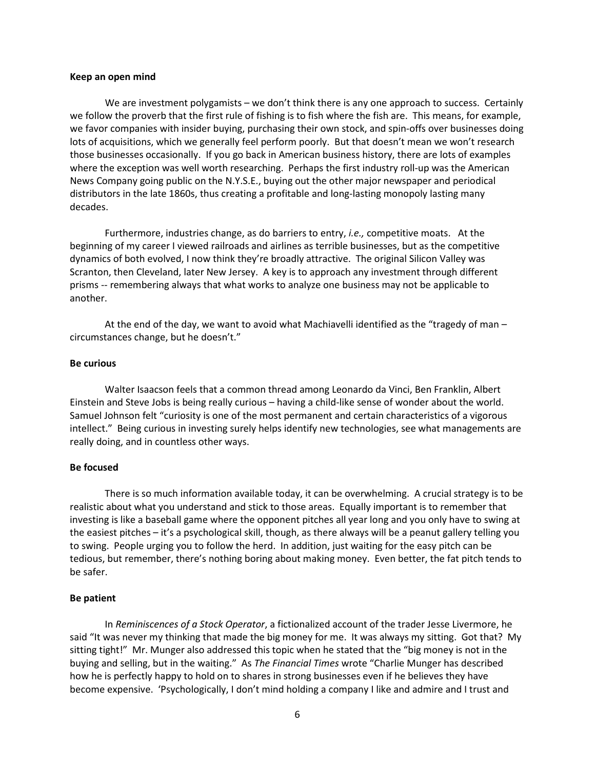**Keep an open mind**

We are investment polygamists – we don't think there is any one approach to success. Certainly we follow the proverb that the first rule of fishing is to fish where the fish are. This means, for example, we favor companies with insider buying, purchasing their own stock, and spin-offs over businesses doing lots of acquisitions, which we generally feel perform poorly. But that doesn't mean we won't research those businesses occasionally. If you go back in American business history, there are lots of examples where the exception was well worth researching. Perhaps the first industry roll-up was the American News Company going public on the N.Y.S.E., buying out the other major newspaper and periodical distributors in the late 1860s, thus creating a profitable and long-lasting monopoly lasting many decades.

Furthermore, industries change, as do barriers to entry, *i.e.,* competitive moats. At the beginning of my career I viewed railroads and airlines as terrible businesses, but as the competitive dynamics of both evolved, I now think they're broadly attractive. The original Silicon Valley was Scranton, then Cleveland, later New Jersey. A key is to approach any investment through different prisms -- remembering always that what works to analyze one business may not be applicable to another.

At the end of the day, we want to avoid what Machiavelli identified as the "tragedy of man – circumstances change, but he doesn't."

**Be curious**

Walter Isaacson feels that a common thread among Leonardo da Vinci, Ben Franklin, Albert Einstein and Steve Jobs is being really curious – having a child-like sense of wonder about the world. Samuel Johnson felt "curiosity is one of the most permanent and certain characteristics of a vigorous intellect." Being curious in investing surely helps identify new technologies, see what managements are really doing, and in countless other ways.

**Be focused**

There is so much information available today, it can be overwhelming. A crucial strategy is to be realistic about what you understand and stick to those areas. Equally important is to remember that investing is like a baseball game where the opponent pitches all year long and you only have to swing at the easiest pitches – it's a psychological skill, though, as there always will be a peanut gallery telling you to swing. People urging you to follow the herd. In addition, just waiting for the easy pitch can be tedious, but remember, there's nothing boring about making money. Even better, the fat pitch tends to be safer.

**Be patient**

In *Reminiscences of a Stock Operator*, a fictionalized account of the trader Jesse Livermore, he said "It was never my thinking that made the big money for me. It was always my sitting. Got that? My sitting tight!" Mr. Munger also addressed this topic when he stated that the "big money is not in the buying and selling, but in the waiting." As *The Financial Times* wrote "Charlie Munger has described how he is perfectly happy to hold on to shares in strong businesses even if he believes they have become expensive. 'Psychologically, I don't mind holding a company I like and admire and I trust and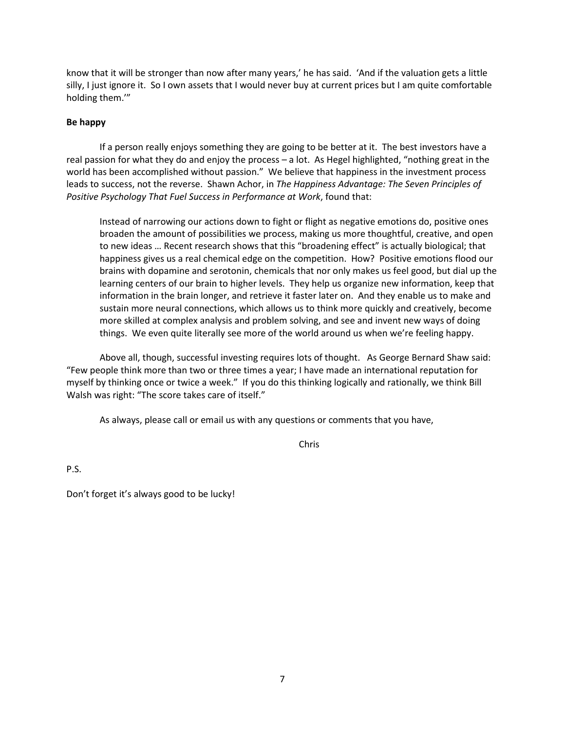know that it will be stronger than now after many years,' he has said. 'And if the valuation gets a little silly, I just ignore it. So I own assets that I would never buy at current prices but I am quite comfortable holding them.'"

**Be happy**

If a person really enjoys something they are going to be better at it. The best investors have a real passion for what they do and enjoy the process – a lot. As Hegel highlighted, "nothing great in the world has been accomplished without passion." We believe that happiness in the investment process leads to success, not the reverse. Shawn Achor, in *The Happiness Advantage: The Seven Principles of Positive Psychology That Fuel Success in Performance at Work*, found that:

> Instead of narrowing our actions down to fight or flight as negative emotions do, positive ones broaden the amount of possibilities we process, making us more thoughtful, creative, and open to new ideas … Recent research shows that this "broadening effect" is actually biological; that happiness gives us a real chemical edge on the competition. How? Positive emotions flood our brains with dopamine and serotonin, chemicals that nor only makes us feel good, but dial up the learning centers of our brain to higher levels. They help us organize new information, keep that information in the brain longer, and retrieve it faster later on. And they enable us to make and sustain more neural connections, which allows us to think more quickly and creatively, become more skilled at complex analysis and problem solving, and see and invent new ways of doing things. We even quite literally see more of the world around us when we're feeling happy.

Above all, though, successful investing requires lots of thought. As George Bernard Shaw said: "Few people think more than two or three times a year; I have made an international reputation for myself by thinking once or twice a week." If you do this thinking logically and rationally, we think Bill Walsh was right: "The score takes care of itself."

As always, please call or email us with any questions or comments that you have,

Chris

P.S.

Don't forget it's always good to be lucky!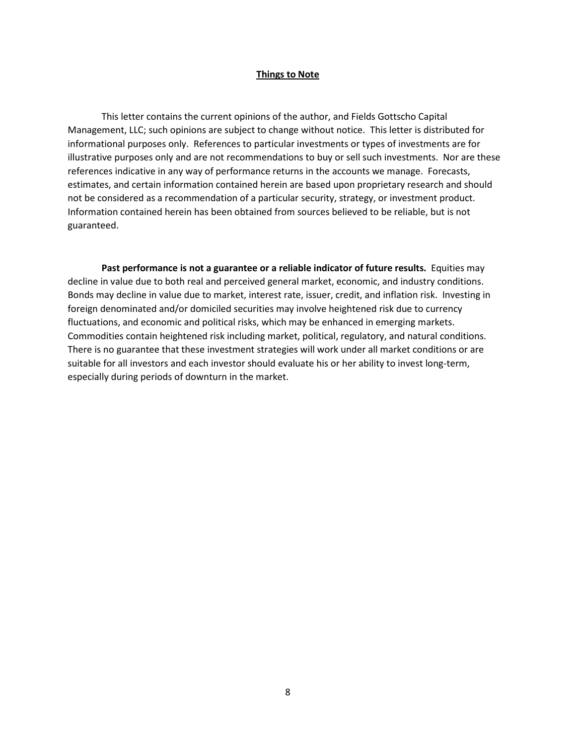## Things to Note

This letter contains the current opinions of the author, and Fields Gottscho Capital Management, LLC; such opinions are subject to change without notice. This letter is distributed for informational purposes only. References to particular investments or types of investments are for illustrative purposes only and are not recommendations to buy or sell such investments. Nor are these references indicative in any way of performance returns in the accounts we manage. Forecasts, estimates, and certain information contained herein are based upon proprietary research and should not be considered as a recommendation of a particular security, strategy, or investment product. Information contained herein has been obtained from sources believed to be reliable, but is not guaranteed.

**Past performance is not a guarantee or a reliable indicator of future results.** Equities may decline in value due to both real and perceived general market, economic, and industry conditions. Bonds may decline in value due to market, interest rate, issuer, credit, and inflation risk. Investing in foreign denominated and/or domiciled securities may involve heightened risk due to currency fluctuations, and economic and political risks, which may be enhanced in emerging markets. Commodities contain heightened risk including market, political, regulatory, and natural conditions. There is no guarantee that these investment strategies will work under all market conditions or are suitable for all investors and each investor should evaluate his or her ability to invest long-term, especially during periods of downturn in the market.